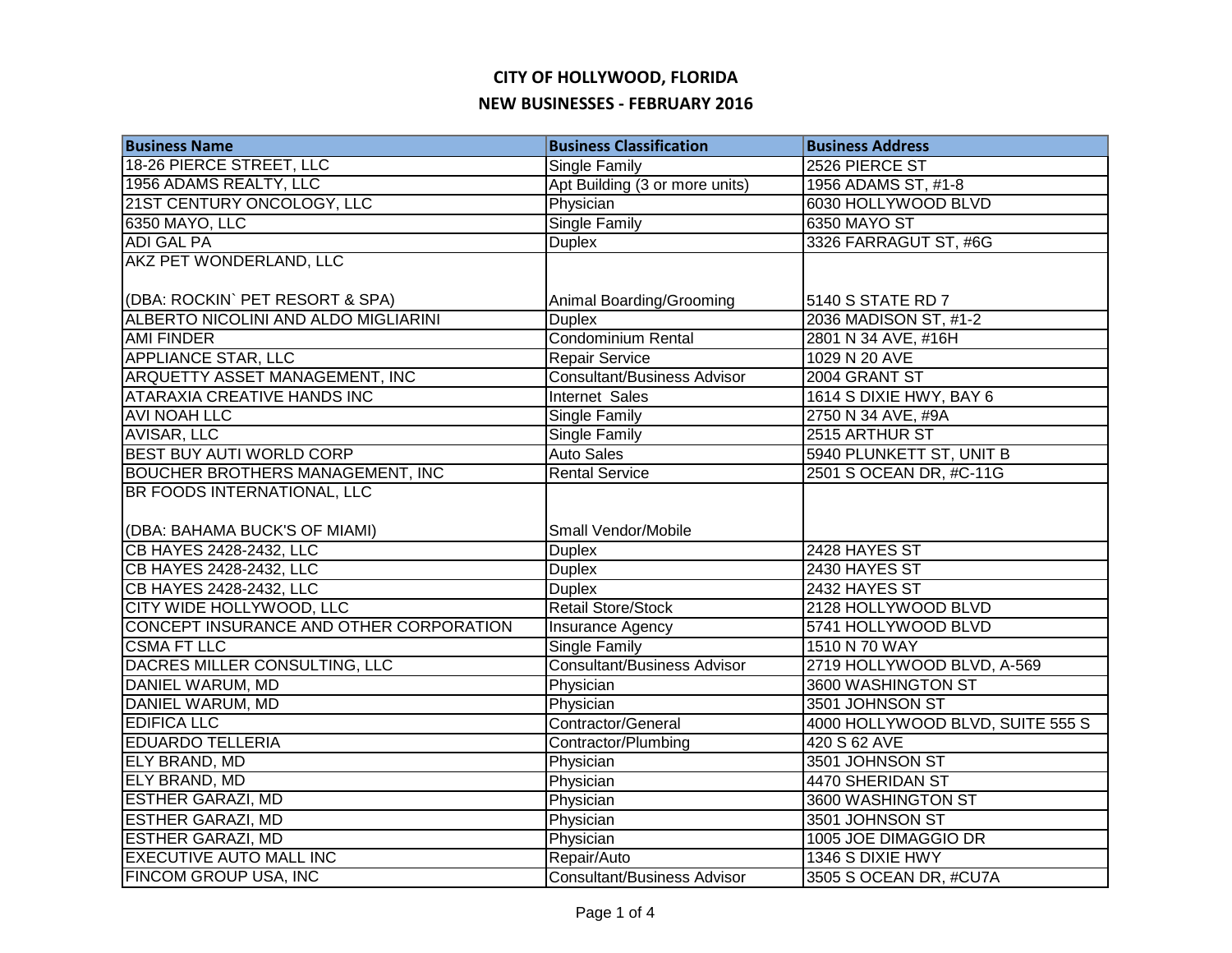# CITY OF HOLLYWOOD, FLORIDA

## NEW BUSINESSES - FEBRUARY 2016

| Business Name | Business Classification | Business Address |
|---|---|---|
| 18-26 PIERCE STREET, LLC | Single Family | 2526 PIERCE ST |
| 1956 ADAMS REALTY, LLC | Apt Building (3 or more units) | 1956 ADAMS ST, #1-8 |
| 21ST CENTURY ONCOLOGY, LLC | Physician | 6030 HOLLYWOOD BLVD |
| 6350 MAYO, LLC | Single Family | 6350 MAYO ST |
| ADI GAL PA | Duplex | 3326 FARRAGUT ST, #6G |
| AKZ PET WONDERLAND, LLC (DBA: ROCKIN` PET RESORT & SPA) | Animal Boarding/Grooming | 5140 S STATE RD 7 |
| ALBERTO NICOLINI AND ALDO MIGLIARINI | Duplex | 2036 MADISON ST, #1-2 |
| AMI FINDER | Condominium Rental | 2801 N 34 AVE, #16H |
| APPLIANCE STAR, LLC | Repair Service | 1029 N 20 AVE |
| ARQUETTY ASSET MANAGEMENT, INC | Consultant/Business Advisor | 2004 GRANT ST |
| ATARAXIA CREATIVE HANDS INC | Internet Sales | 1614 S DIXIE HWY, BAY 6 |
| AVI NOAH LLC | Single Family | 2750 N 34 AVE, #9A |
| AVISAR, LLC | Single Family | 2515 ARTHUR ST |
| BEST BUY AUTI WORLD CORP | Auto Sales | 5940 PLUNKETT ST, UNIT B |
| BOUCHER BROTHERS MANAGEMENT, INC | Rental Service | 2501 S OCEAN DR, #C-11G |
| BR FOODS INTERNATIONAL, LLC (DBA: BAHAMA BUCK'S OF MIAMI) | Small Vendor/Mobile | |
| CB HAYES 2428-2432, LLC | Duplex | 2428 HAYES ST |
| CB HAYES 2428-2432, LLC | Duplex | 2430 HAYES ST |
| CB HAYES 2428-2432, LLC | Duplex | 2432 HAYES ST |
| CITY WIDE HOLLYWOOD, LLC | Retail Store/Stock | 2128 HOLLYWOOD BLVD |
| CONCEPT INSURANCE AND OTHER CORPORATION | Insurance Agency | 5741 HOLLYWOOD BLVD |
| CSMA FT LLC | Single Family | 1510 N 70 WAY |
| DACRES MILLER CONSULTING, LLC | Consultant/Business Advisor | 2719 HOLLYWOOD BLVD, A-569 |
| DANIEL WARUM, MD | Physician | 3600 WASHINGTON ST |
| DANIEL WARUM, MD | Physician | 3501 JOHNSON ST |
| EDIFICA LLC | Contractor/General | 4000 HOLLYWOOD BLVD, SUITE 555 S |
| EDUARDO TELLERIA | Contractor/Plumbing | 420 S 62 AVE |
| ELY BRAND, MD | Physician | 3501 JOHNSON ST |
| ELY BRAND, MD | Physician | 4470 SHERIDAN ST |
| ESTHER GARAZI, MD | Physician | 3600 WASHINGTON ST |
| ESTHER GARAZI, MD | Physician | 3501 JOHNSON ST |
| ESTHER GARAZI, MD | Physician | 1005 JOE DIMAGGIO DR |
| EXECUTIVE AUTO MALL INC | Repair/Auto | 1346 S DIXIE HWY |
| FINCOM GROUP USA, INC | Consultant/Business Advisor | 3505 S OCEAN DR, #CU7A |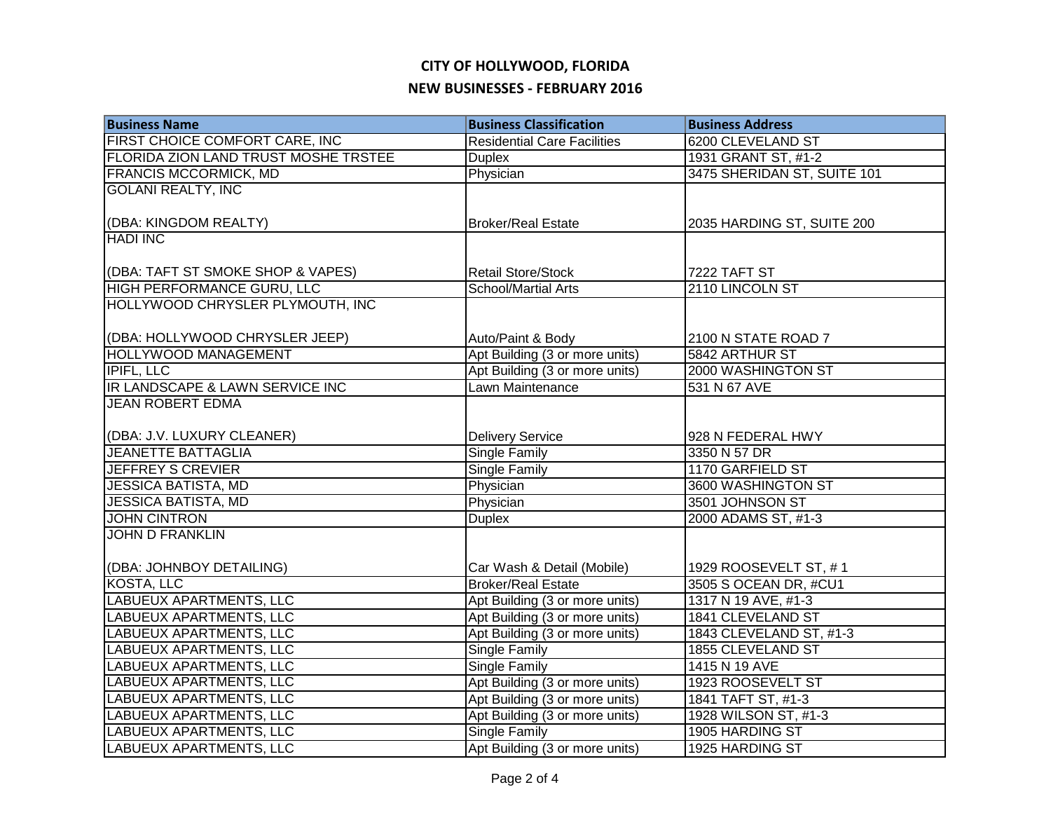# CITY OF HOLLYWOOD, FLORIDA

## NEW BUSINESSES - FEBRUARY 2016

| Business Name | Business Classification | Business Address |
|---|---|---|
| FIRST CHOICE COMFORT CARE, INC | Residential Care Facilities | 6200 CLEVELAND ST |
| FLORIDA ZION LAND TRUST MOSHE TRSTEE | Duplex | 1931 GRANT ST, #1-2 |
| FRANCIS MCCORMICK, MD | Physician | 3475 SHERIDAN ST, SUITE 101 |
| GOLANI REALTY, INC (DBA: KINGDOM REALTY) | Broker/Real Estate | 2035 HARDING ST, SUITE 200 |
| HADI INC (DBA: TAFT ST SMOKE SHOP & VAPES) | Retail Store/Stock | 7222 TAFT ST |
| HIGH PERFORMANCE GURU, LLC | School/Martial Arts | 2110 LINCOLN ST |
| HOLLYWOOD CHRYSLER PLYMOUTH, INC (DBA: HOLLYWOOD CHRYSLER JEEP) | Auto/Paint & Body | 2100 N STATE ROAD 7 |
| HOLLYWOOD MANAGEMENT | Apt Building (3 or more units) | 5842 ARTHUR ST |
| IPIFL, LLC | Apt Building (3 or more units) | 2000 WASHINGTON ST |
| IR LANDSCAPE & LAWN SERVICE INC | Lawn Maintenance | 531 N 67 AVE |
| JEAN ROBERT EDMA (DBA: J.V. LUXURY CLEANER) | Delivery Service | 928 N FEDERAL HWY |
| JEANETTE BATTAGLIA | Single Family | 3350 N 57 DR |
| JEFFREY S CREVIER | Single Family | 1170 GARFIELD ST |
| JESSICA BATISTA, MD | Physician | 3600 WASHINGTON ST |
| JESSICA BATISTA, MD | Physician | 3501 JOHNSON ST |
| JOHN CINTRON | Duplex | 2000 ADAMS ST, #1-3 |
| JOHN D FRANKLIN (DBA: JOHNBOY DETAILING) | Car Wash & Detail (Mobile) | 1929 ROOSEVELT ST, # 1 |
| KOSTA, LLC | Broker/Real Estate | 3505 S OCEAN DR, #CU1 |
| LABUEUX APARTMENTS, LLC | Apt Building (3 or more units) | 1317 N 19 AVE, #1-3 |
| LABUEUX APARTMENTS, LLC | Apt Building (3 or more units) | 1841 CLEVELAND ST |
| LABUEUX APARTMENTS, LLC | Apt Building (3 or more units) | 1843 CLEVELAND ST, #1-3 |
| LABUEUX APARTMENTS, LLC | Single Family | 1855 CLEVELAND ST |
| LABUEUX APARTMENTS, LLC | Single Family | 1415 N 19 AVE |
| LABUEUX APARTMENTS, LLC | Apt Building (3 or more units) | 1923 ROOSEVELT ST |
| LABUEUX APARTMENTS, LLC | Apt Building (3 or more units) | 1841 TAFT ST, #1-3 |
| LABUEUX APARTMENTS, LLC | Apt Building (3 or more units) | 1928 WILSON ST, #1-3 |
| LABUEUX APARTMENTS, LLC | Single Family | 1905 HARDING ST |
| LABUEUX APARTMENTS, LLC | Apt Building (3 or more units) | 1925 HARDING ST |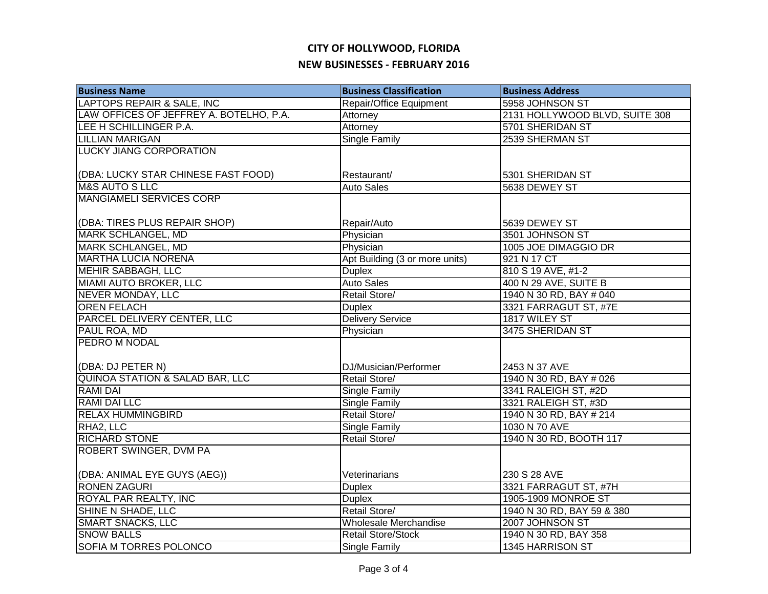# CITY OF HOLLYWOOD, FLORIDA

## NEW BUSINESSES - FEBRUARY 2016

| Business Name | Business Classification | Business Address |
|---|---|---|
| LAPTOPS REPAIR & SALE, INC | Repair/Office Equipment | 5958 JOHNSON ST |
| LAW OFFICES OF JEFFREY A. BOTELHO, P.A. | Attorney | 2131 HOLLYWOOD BLVD, SUITE 308 |
| LEE H SCHILLINGER P.A. | Attorney | 5701 SHERIDAN ST |
| LILLIAN MARIGAN | Single Family | 2539 SHERMAN ST |
| LUCKY JIANG CORPORATION (DBA: LUCKY STAR CHINESE FAST FOOD) | Restaurant/ | 5301 SHERIDAN ST |
| M&S AUTO S LLC | Auto Sales | 5638 DEWEY ST |
| MANGIAMELI SERVICES CORP (DBA: TIRES PLUS REPAIR SHOP) | Repair/Auto | 5639 DEWEY ST |
| MARK SCHLANGEL, MD | Physician | 3501 JOHNSON ST |
| MARK SCHLANGEL, MD | Physician | 1005 JOE DIMAGGIO DR |
| MARTHA LUCIA NORENA | Apt Building (3 or more units) | 921 N 17 CT |
| MEHIR SABBAGH, LLC | Duplex | 810 S 19 AVE, #1-2 |
| MIAMI AUTO BROKER, LLC | Auto Sales | 400 N 29 AVE, SUITE B |
| NEVER MONDAY, LLC | Retail Store/ | 1940 N 30 RD, BAY # 040 |
| OREN FELACH | Duplex | 3321 FARRAGUT ST, #7E |
| PARCEL DELIVERY CENTER, LLC | Delivery Service | 1817 WILEY ST |
| PAUL ROA, MD | Physician | 3475 SHERIDAN ST |
| PEDRO M NODAL (DBA: DJ PETER N) | DJ/Musician/Performer | 2453 N 37 AVE |
| QUINOA STATION & SALAD BAR, LLC | Retail Store/ | 1940 N 30 RD, BAY # 026 |
| RAMI DAI | Single Family | 3341 RALEIGH ST, #2D |
| RAMI DAI LLC | Single Family | 3321 RALEIGH ST, #3D |
| RELAX HUMMINGBIRD | Retail Store/ | 1940 N 30 RD, BAY # 214 |
| RHA2, LLC | Single Family | 1030 N 70 AVE |
| RICHARD STONE | Retail Store/ | 1940 N 30 RD, BOOTH 117 |
| ROBERT SWINGER, DVM PA (DBA: ANIMAL EYE GUYS (AEG)) | Veterinarians | 230 S 28 AVE |
| RONEN ZAGURI | Duplex | 3321 FARRAGUT ST, #7H |
| ROYAL PAR REALTY, INC | Duplex | 1905-1909 MONROE ST |
| SHINE N SHADE, LLC | Retail Store/ | 1940 N 30 RD, BAY 59 & 380 |
| SMART SNACKS, LLC | Wholesale Merchandise | 2007 JOHNSON ST |
| SNOW BALLS | Retail Store/Stock | 1940 N 30 RD, BAY 358 |
| SOFIA M TORRES POLONCO | Single Family | 1345 HARRISON ST |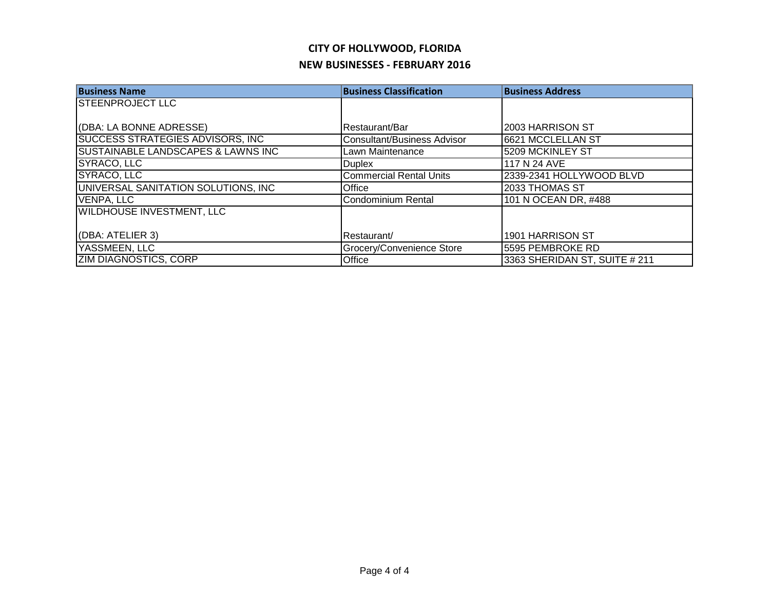## CITY OF HOLLYWOOD, FLORIDA

## NEW BUSINESSES - FEBRUARY 2016

| Business Name | Business Classification | Business Address |
|---|---|---|
| STEENPROJECT LLC (DBA: LA BONNE ADRESSE) | Restaurant/Bar | 2003 HARRISON ST |
| SUCCESS STRATEGIES ADVISORS, INC | Consultant/Business Advisor | 6621 MCCLELLAN ST |
| SUSTAINABLE LANDSCAPES & LAWNS INC | Lawn Maintenance | 5209 MCKINLEY ST |
| SYRACO, LLC | Duplex | 117 N 24 AVE |
| SYRACO, LLC | Commercial Rental Units | 2339-2341 HOLLYWOOD BLVD |
| UNIVERSAL SANITATION SOLUTIONS, INC | Office | 2033 THOMAS ST |
| VENPA, LLC | Condominium Rental | 101 N OCEAN DR, #488 |
| WILDHOUSE INVESTMENT, LLC (DBA: ATELIER 3) | Restaurant/ | 1901 HARRISON ST |
| YASSMEEN, LLC | Grocery/Convenience Store | 5595 PEMBROKE RD |
| ZIM DIAGNOSTICS, CORP | Office | 3363 SHERIDAN ST, SUITE # 211 |